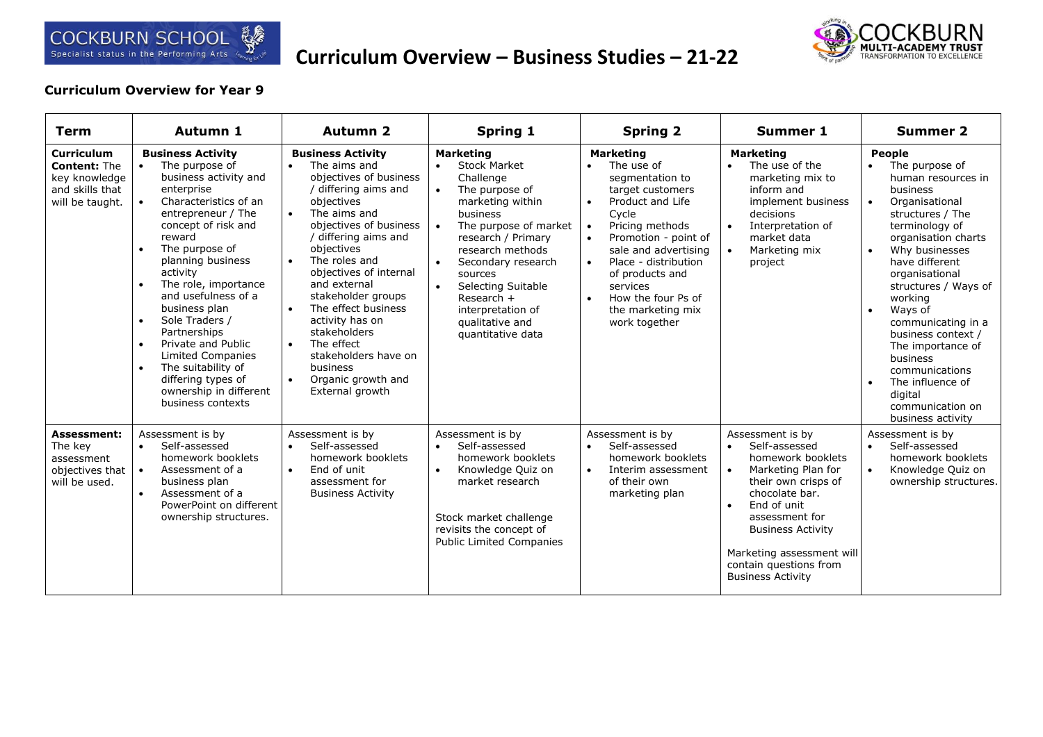# Curriculum Overview – Business Studies – 21-22

## Curriculum Overview for Year 9

| Term | Autumn 1 | Autumn 2 | Spring 1 | Spring 2 | Summer 1 | Summer 2 |
|---|---|---|---|---|---|---|
| **Curriculum Content:** The key knowledge and skills that will be taught. | **Business Activity**<br>• The purpose of business activity and enterprise<br>• Characteristics of an entrepreneur / The concept of risk and reward<br>• The purpose of planning business activity<br>• The role, importance and usefulness of a business plan<br>• Sole Traders / Partnerships<br>• Private and Public Limited Companies<br>• The suitability of differing types of ownership in different business contexts | **Business Activity**<br>• The aims and objectives of business / differing aims and objectives<br>• The aims and objectives of business / differing aims and objectives<br>• The roles and objectives of internal and external stakeholder groups<br>• The effect business activity has on stakeholders<br>• The effect stakeholders have on business<br>• Organic growth and External growth | **Marketing**<br>• Stock Market Challenge<br>• The purpose of marketing within business<br>• The purpose of market research / Primary research methods<br>• Secondary research sources<br>• Selecting Suitable Research + interpretation of qualitative and quantitative data | **Marketing**<br>• The use of segmentation to target customers<br>• Product and Life Cycle<br>• Pricing methods<br>• Promotion - point of sale and advertising<br>• Place - distribution of products and services<br>• How the four Ps of the marketing mix work together | **Marketing**<br>• The use of the marketing mix to inform and implement business decisions<br>• Interpretation of market data<br>• Marketing mix project | **People**<br>• The purpose of human resources in business<br>• Organisational structures / The terminology of organisation charts<br>• Why businesses have different organisational structures / Ways of working<br>• Ways of communicating in a business context / The importance of business communications<br>• The influence of digital communication on business activity |
| **Assessment:** The key assessment objectives that will be used. | Assessment is by<br>• Self-assessed homework booklets<br>• Assessment of a business plan<br>• Assessment of a PowerPoint on different ownership structures. | Assessment is by<br>• Self-assessed homework booklets<br>• End of unit assessment for Business Activity | Assessment is by<br>• Self-assessed homework booklets<br>• Knowledge Quiz on market research<br><br>Stock market challenge revisits the concept of Public Limited Companies | Assessment is by<br>• Self-assessed homework booklets<br>• Interim assessment of their own marketing plan | Assessment is by<br>• Self-assessed homework booklets<br>• Marketing Plan for their own crisps of chocolate bar.<br>• End of unit assessment for Business Activity<br><br>Marketing assessment will contain questions from Business Activity | Assessment is by<br>• Self-assessed homework booklets<br>• Knowledge Quiz on ownership structures. |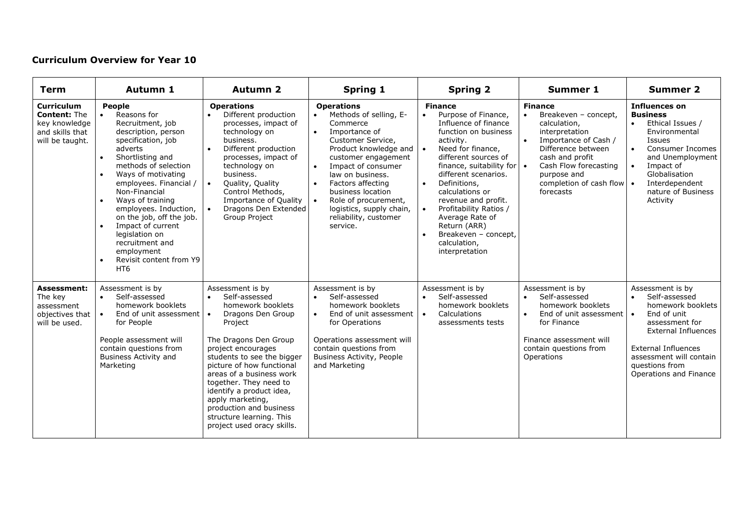## Curriculum Overview for Year 10

| Term | Autumn 1 | Autumn 2 | Spring 1 | Spring 2 | Summer 1 | Summer 2 |
|---|---|---|---|---|---|---|
| **Curriculum Content:** The key knowledge and skills that will be taught. | **People**<br>• Reasons for Recruitment, job description, person specification, job adverts<br>• Shortlisting and methods of selection<br>• Ways of motivating employees. Financial / Non-Financial<br>• Ways of training employees. Induction, on the job, off the job.<br>• Impact of current legislation on recruitment and employment<br>• Revisit content from Y9 HT6 | **Operations**<br>• Different production processes, impact of technology on business.<br>• Different production processes, impact of technology on business.<br>• Quality, Quality Control Methods, Importance of Quality<br>• Dragons Den Extended Group Project | **Operations**<br>• Methods of selling, E-Commerce<br>• Importance of Customer Service, Product knowledge and customer engagement<br>• Impact of consumer law on business.<br>• Factors affecting business location<br>• Role of procurement, logistics, supply chain, reliability, customer service. | **Finance**<br>• Purpose of Finance, Influence of finance function on business activity.<br>• Need for finance, different sources of finance, suitability for different scenarios.<br>• Definitions, calculations or revenue and profit.<br>• Profitability Ratios / Average Rate of Return (ARR)<br>• Breakeven – concept, calculation, interpretation | **Finance**<br>• Breakeven – concept, calculation, interpretation<br>• Importance of Cash / Difference between cash and profit<br>• Cash Flow forecasting purpose and completion of cash flow forecasts | **Influences on Business**<br>• Ethical Issues / Environmental Issues<br>• Consumer Incomes and Unemployment<br>• Impact of Globalisation<br>• Interdependent nature of Business Activity |
| **Assessment:** The key assessment objectives that will be used. | Assessment is by<br>• Self-assessed homework booklets<br>• End of unit assessment for People<br><br>People assessment will contain questions from Business Activity and Marketing | Assessment is by<br>• Self-assessed homework booklets<br>• Dragons Den Group Project<br><br>The Dragons Den Group project encourages students to see the bigger picture of how functional areas of a business work together. They need to identify a product idea, apply marketing, production and business structure learning. This project used oracy skills. | Assessment is by<br>• Self-assessed homework booklets<br>• End of unit assessment for Operations<br><br>Operations assessment will contain questions from Business Activity, People and Marketing | Assessment is by<br>• Self-assessed homework booklets<br>• Calculations assessments tests | Assessment is by<br>• Self-assessed homework booklets<br>• End of unit assessment for Finance<br><br>Finance assessment will contain questions from Operations | Assessment is by<br>• Self-assessed homework booklets<br>• End of unit assessment for External Influences<br><br>External Influences assessment will contain questions from Operations and Finance |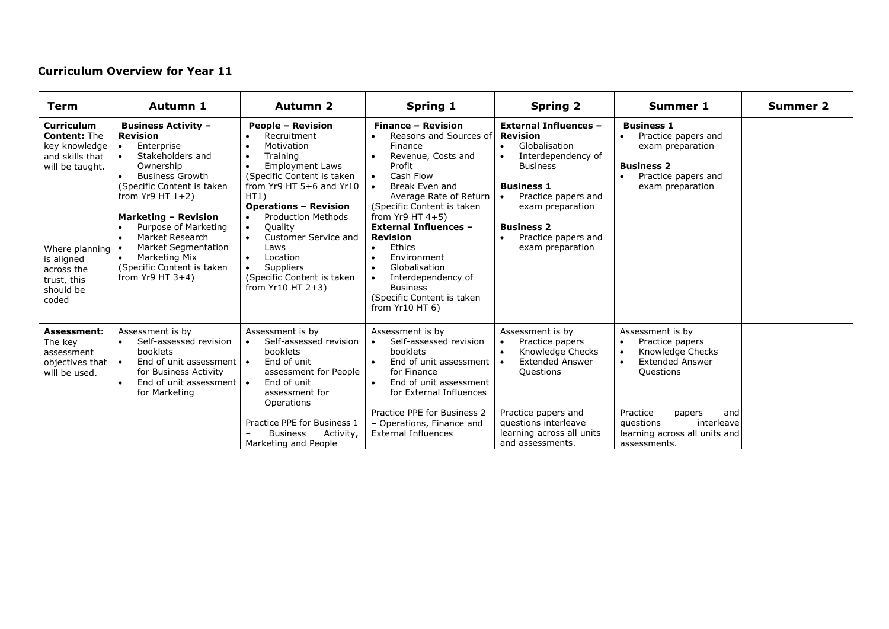## Curriculum Overview for Year 11

| Term | Autumn 1 | Autumn 2 | Spring 1 | Spring 2 | Summer 1 | Summer 2 |
|---|---|---|---|---|---|---|
| **Curriculum Content:** The key knowledge and skills that will be taught.<br><br>Where planning is aligned across the trust, this should be coded | **Business Activity – Revision**<br>• Enterprise<br>• Stakeholders and Ownership<br>• Business Growth<br>(Specific Content is taken from Yr9 HT 1+2)<br><br>**Marketing – Revision**<br>• Purpose of Marketing<br>• Market Research<br>• Market Segmentation<br>• Marketing Mix<br>(Specific Content is taken from Yr9 HT 3+4) | **People – Revision**<br>• Recruitment<br>• Motivation<br>• Training<br>• Employment Laws<br>(Specific Content is taken from Yr9 HT 5+6 and Yr10 HT1)<br>**Operations – Revision**<br>• Production Methods<br>• Quality<br>• Customer Service and Laws<br>• Location<br>• Suppliers<br>(Specific Content is taken from Yr10 HT 2+3) | **Finance – Revision**<br>• Reasons and Sources of Finance<br>• Revenue, Costs and Profit<br>• Cash Flow<br>• Break Even and Average Rate of Return<br>(Specific Content is taken from Yr9 HT 4+5)<br>**External Influences – Revision**<br>• Ethics<br>• Environment<br>• Globalisation<br>• Interdependency of Business<br>(Specific Content is taken from Yr10 HT 6) | **External Influences – Revision**<br>• Globalisation<br>• Interdependency of Business<br><br>**Business 1**<br>• Practice papers and exam preparation<br><br>**Business 2**<br>• Practice papers and exam preparation | **Business 1**<br>• Practice papers and exam preparation<br><br>**Business 2**<br>• Practice papers and exam preparation | |
| **Assessment:** The key assessment objectives that will be used. | Assessment is by<br>• Self-assessed revision booklets<br>• End of unit assessment for Business Activity<br>• End of unit assessment for Marketing | Assessment is by<br>• Self-assessed revision booklets<br>• End of unit assessment for People<br>• End of unit assessment for Operations<br><br>Practice PPE for Business 1 – Business Activity, Marketing and People | Assessment is by<br>• Self-assessed revision booklets<br>• End of unit assessment for Finance<br>• End of unit assessment for External Influences<br><br>Practice PPE for Business 2 – Operations, Finance and External Influences | Assessment is by<br>• Practice papers<br>• Knowledge Checks<br>• Extended Answer Questions<br><br>Practice papers and questions interleave learning across all units and assessments. | Assessment is by<br>• Practice papers<br>• Knowledge Checks<br>• Extended Answer Questions<br><br>Practice papers and questions interleave learning across all units and assessments. | |